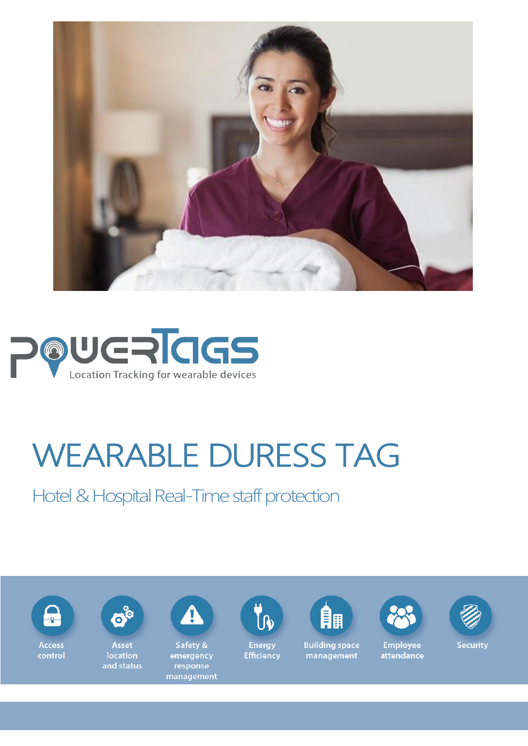PowerTags

Location Tracking for wearable devices

# WEARABLE DURESS TAG

## Hotel & Hospital Real-Time staff protection

- Access control
- Asset location and status
- Safety & emergency response management
- Energy Efficiency
- Building space management
- Employee attendance
- Security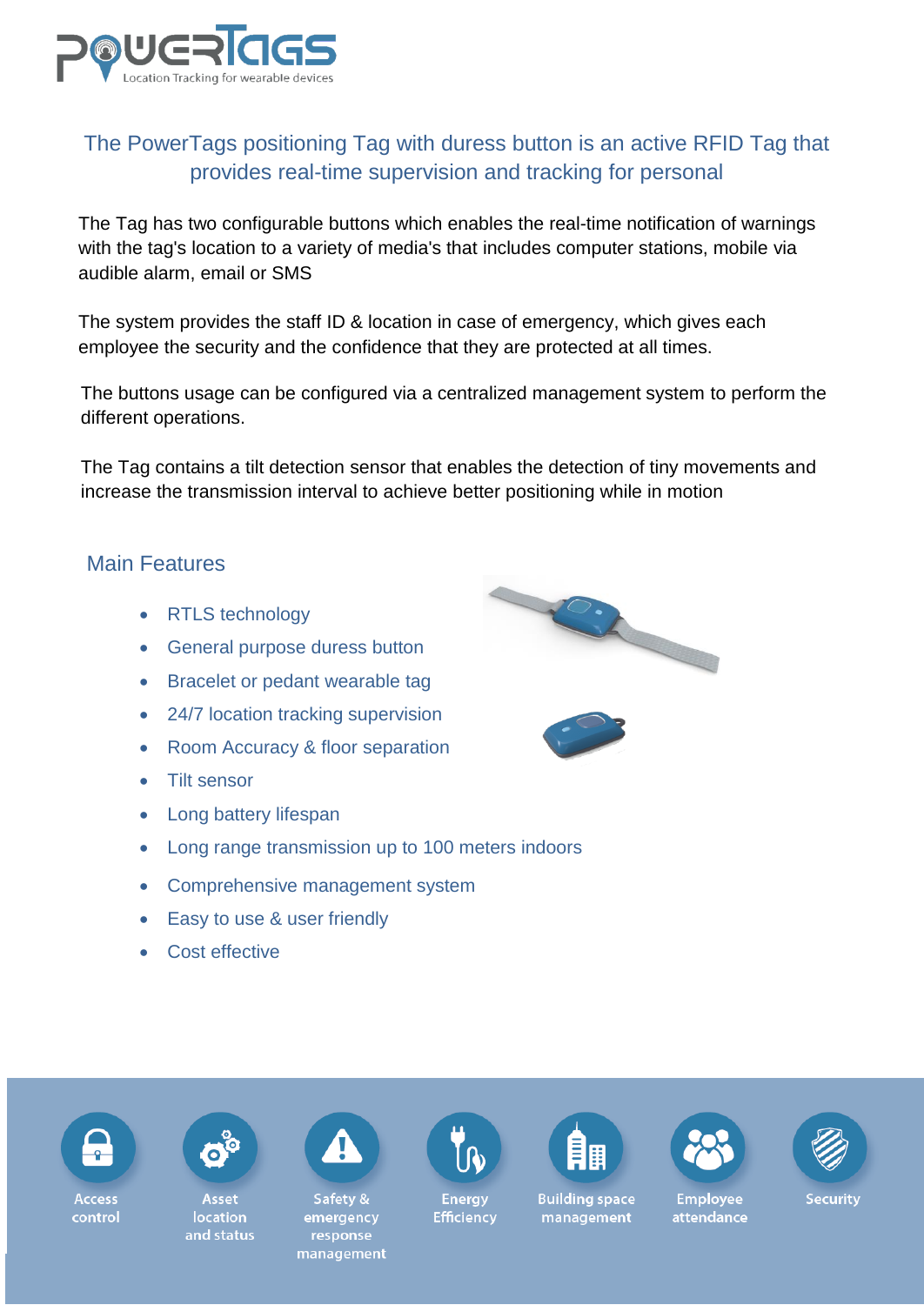# The PowerTags positioning Tag with duress button is an active RFID Tag that provides real-time supervision and tracking for personal

The Tag has two configurable buttons which enables the real-time notification of warnings with the tag's location to a variety of media's that includes computer stations, mobile via audible alarm, email or SMS

The system provides the staff ID & location in case of emergency, which gives each employee the security and the confidence that they are protected at all times.

The buttons usage can be configured via a centralized management system to perform the different operations.

The Tag contains a tilt detection sensor that enables the detection of tiny movements and increase the transmission interval to achieve better positioning while in motion

## Main Features

- RTLS technology
- General purpose duress button
- Bracelet or pedant wearable tag
- 24/7 location tracking supervision
- Room Accuracy & floor separation
- Tilt sensor
- Long battery lifespan
- Long range transmission up to 100 meters indoors
- Comprehensive management system
- Easy to use & user friendly
- Cost effective

Access control | Asset location and status | Safety & emergency response management | Energy Efficiency | Building space management | Employee attendance | Security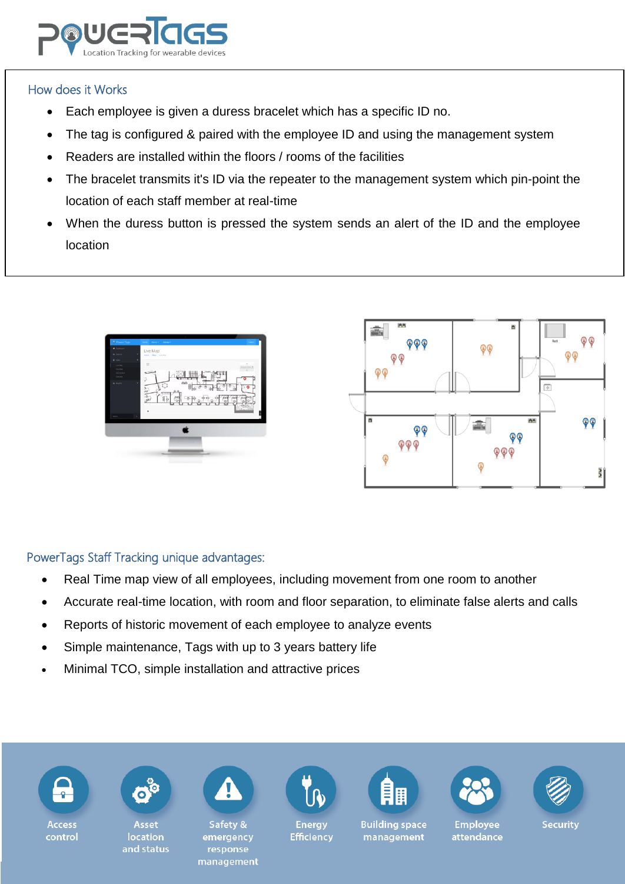## How does it Works

- Each employee is given a duress bracelet which has a specific ID no.
- The tag is configured & paired with the employee ID and using the management system
- Readers are installed within the floors / rooms of the facilities
- The bracelet transmits it's ID via the repeater to the management system which pin-point the location of each staff member at real-time
- When the duress button is pressed the system sends an alert of the ID and the employee location

## PowerTags Staff Tracking unique advantages:

- Real Time map view of all employees, including movement from one room to another
- Accurate real-time location, with room and floor separation, to eliminate false alerts and calls
- Reports of historic movement of each employee to analyze events
- Simple maintenance, Tags with up to 3 years battery life
- Minimal TCO, simple installation and attractive prices

Access control | Asset location and status | Safety & emergency response management | Energy Efficiency | Building space management | Employee attendance | Security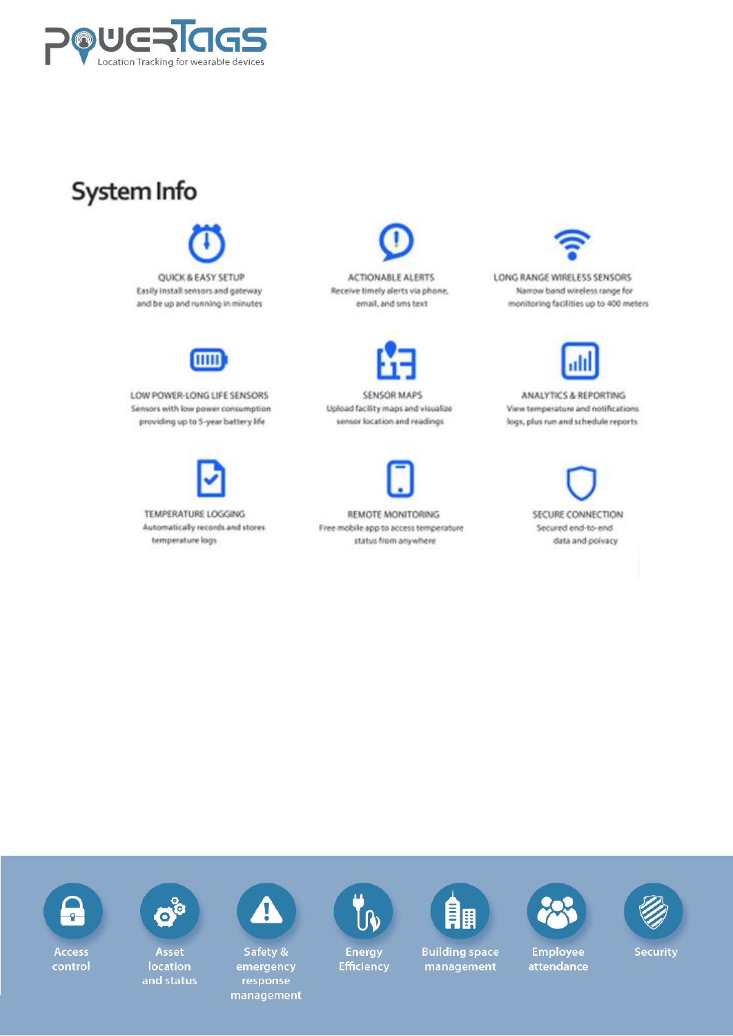# PowerTags

Location Tracking for wearable devices

## System Info

**QUICK & EASY SETUP**
Easily install sensors and gateway and be up and running in minutes

**ACTIONABLE ALERTS**
Receive timely alerts via phone, email, and sms text

**LONG RANGE WIRELESS SENSORS**
Narrow band wireless range for monitoring facilities up to 400 meters

**LOW POWER-LONG LIFE SENSORS**
Sensors with low power consumption providing up to 5-year battery life

**SENSOR MAPS**
Upload facility maps and visualize sensor location and readings

**ANALYTICS & REPORTING**
View temperature and notifications logs, plus run and schedule reports

**TEMPERATURE LOGGING**
Automatically records and stores temperature logs

**REMOTE MONITORING**
Free mobile app to access temperature status from anywhere

**SECURE CONNECTION**
Secured end-to-end data and poivacy

- Access control
- Asset location and status
- Safety & emergency response management
- Energy Efficiency
- Building space management
- Employee attendance
- Security